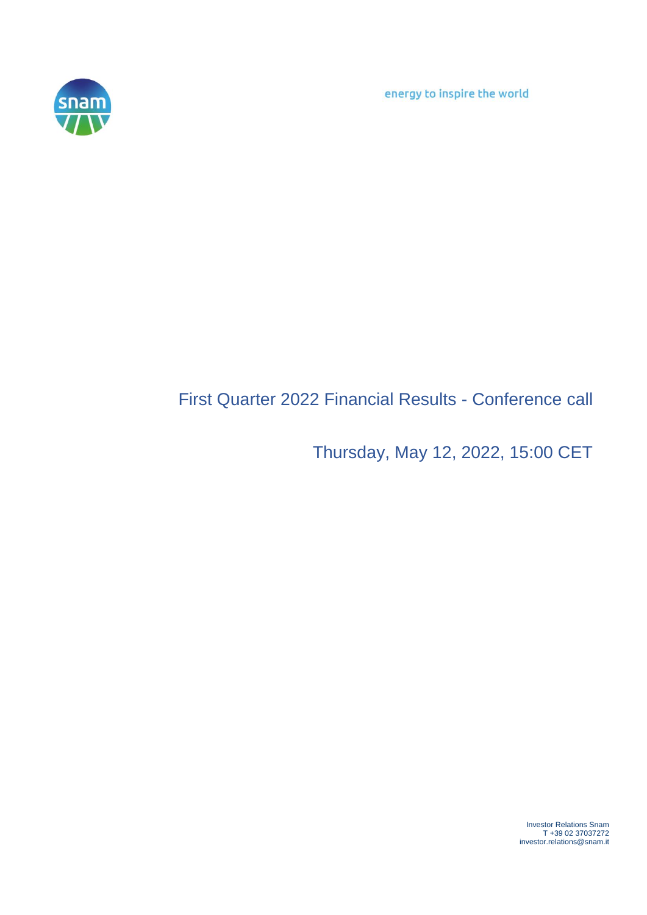energy to inspire the world

# First Quarter 2022 Financial Results - Conference call

## Thursday, May 12, 2022, 15:00 CET

Investor Relations Snam
T +39 02 37037272
investor.relations@snam.it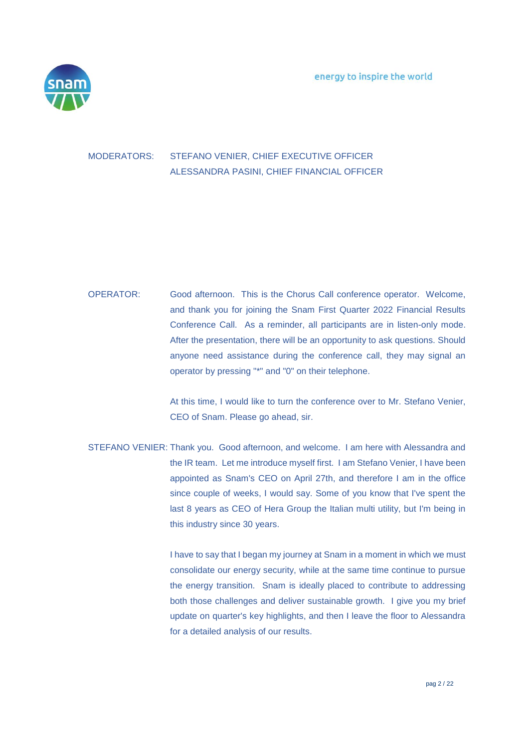MODERATORS: STEFANO VENIER, CHIEF EXECUTIVE OFFICER
ALESSANDRA PASINI, CHIEF FINANCIAL OFFICER

OPERATOR: Good afternoon. This is the Chorus Call conference operator. Welcome, and thank you for joining the Snam First Quarter 2022 Financial Results Conference Call. As a reminder, all participants are in listen-only mode. After the presentation, there will be an opportunity to ask questions. Should anyone need assistance during the conference call, they may signal an operator by pressing "*" and "0" on their telephone.

At this time, I would like to turn the conference over to Mr. Stefano Venier, CEO of Snam. Please go ahead, sir.

STEFANO VENIER: Thank you. Good afternoon, and welcome. I am here with Alessandra and the IR team. Let me introduce myself first. I am Stefano Venier, I have been appointed as Snam's CEO on April 27th, and therefore I am in the office since couple of weeks, I would say. Some of you know that I've spent the last 8 years as CEO of Hera Group the Italian multi utility, but I'm being in this industry since 30 years.

I have to say that I began my journey at Snam in a moment in which we must consolidate our energy security, while at the same time continue to pursue the energy transition. Snam is ideally placed to contribute to addressing both those challenges and deliver sustainable growth. I give you my brief update on quarter's key highlights, and then I leave the floor to Alessandra for a detailed analysis of our results.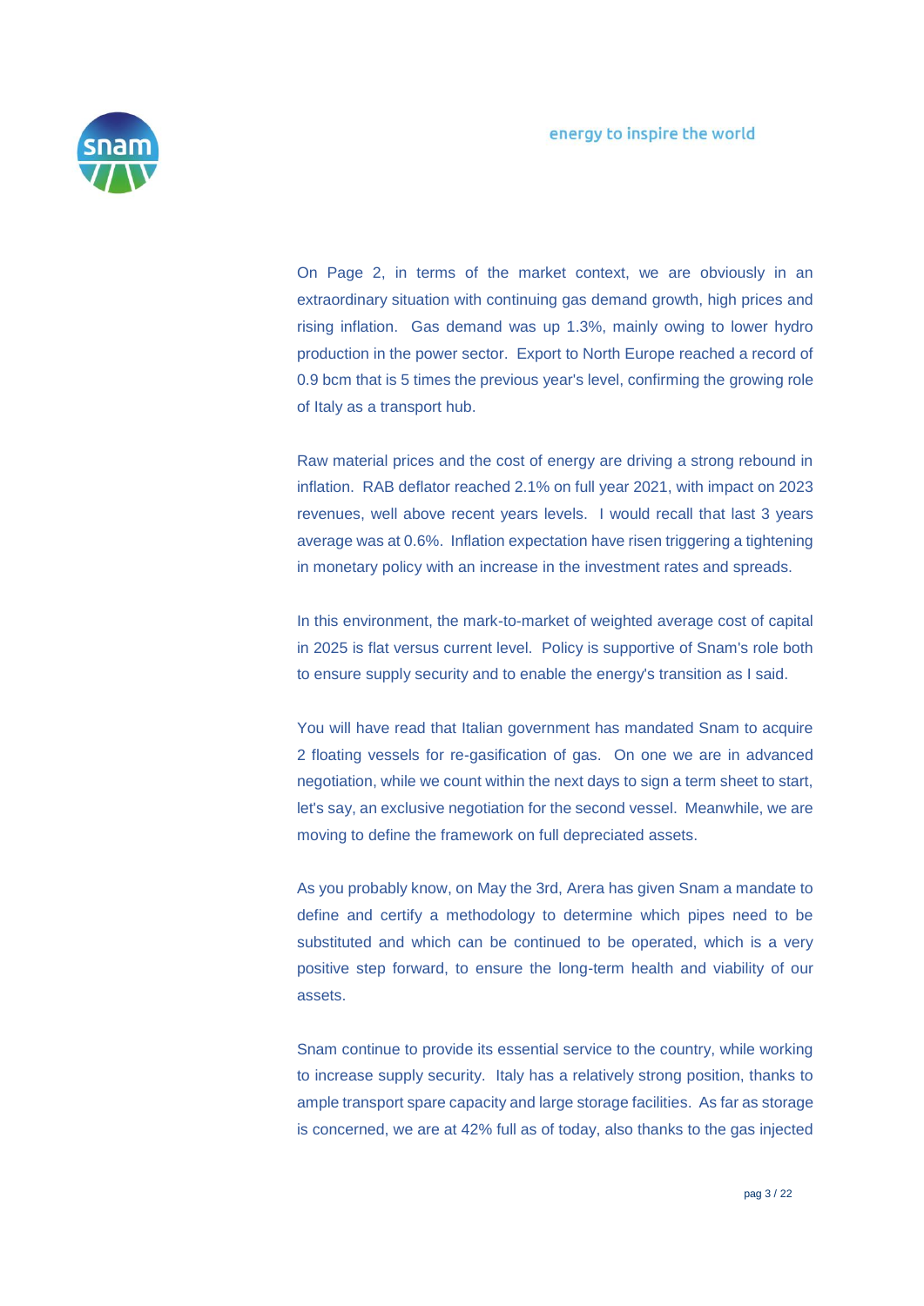On Page 2, in terms of the market context, we are obviously in an extraordinary situation with continuing gas demand growth, high prices and rising inflation. Gas demand was up 1.3%, mainly owing to lower hydro production in the power sector. Export to North Europe reached a record of 0.9 bcm that is 5 times the previous year's level, confirming the growing role of Italy as a transport hub.

Raw material prices and the cost of energy are driving a strong rebound in inflation. RAB deflator reached 2.1% on full year 2021, with impact on 2023 revenues, well above recent years levels. I would recall that last 3 years average was at 0.6%. Inflation expectation have risen triggering a tightening in monetary policy with an increase in the investment rates and spreads.

In this environment, the mark-to-market of weighted average cost of capital in 2025 is flat versus current level. Policy is supportive of Snam's role both to ensure supply security and to enable the energy's transition as I said.

You will have read that Italian government has mandated Snam to acquire 2 floating vessels for re-gasification of gas. On one we are in advanced negotiation, while we count within the next days to sign a term sheet to start, let's say, an exclusive negotiation for the second vessel. Meanwhile, we are moving to define the framework on full depreciated assets.

As you probably know, on May the 3rd, Arera has given Snam a mandate to define and certify a methodology to determine which pipes need to be substituted and which can be continued to be operated, which is a very positive step forward, to ensure the long-term health and viability of our assets.

Snam continue to provide its essential service to the country, while working to increase supply security. Italy has a relatively strong position, thanks to ample transport spare capacity and large storage facilities. As far as storage is concerned, we are at 42% full as of today, also thanks to the gas injected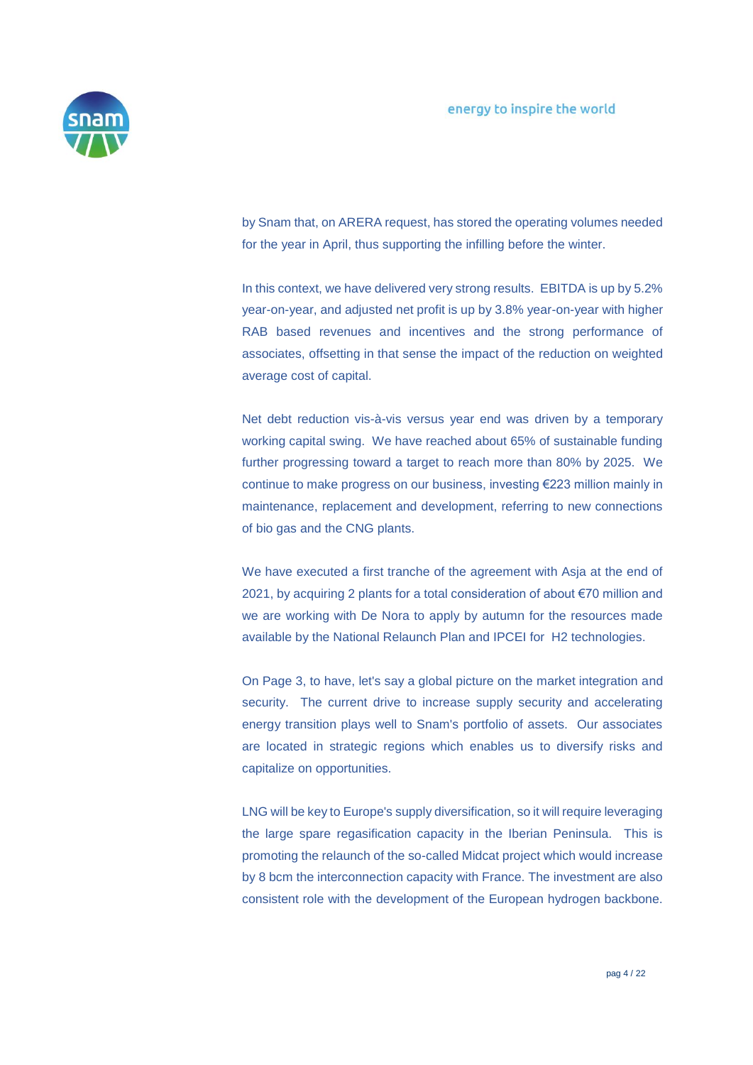by Snam that, on ARERA request, has stored the operating volumes needed for the year in April, thus supporting the infilling before the winter.

In this context, we have delivered very strong results. EBITDA is up by 5.2% year-on-year, and adjusted net profit is up by 3.8% year-on-year with higher RAB based revenues and incentives and the strong performance of associates, offsetting in that sense the impact of the reduction on weighted average cost of capital.

Net debt reduction vis-à-vis versus year end was driven by a temporary working capital swing. We have reached about 65% of sustainable funding further progressing toward a target to reach more than 80% by 2025. We continue to make progress on our business, investing €223 million mainly in maintenance, replacement and development, referring to new connections of bio gas and the CNG plants.

We have executed a first tranche of the agreement with Asja at the end of 2021, by acquiring 2 plants for a total consideration of about €70 million and we are working with De Nora to apply by autumn for the resources made available by the National Relaunch Plan and IPCEI for $H_2$ technologies.

On Page 3, to have, let's say a global picture on the market integration and security. The current drive to increase supply security and accelerating energy transition plays well to Snam's portfolio of assets. Our associates are located in strategic regions which enables us to diversify risks and capitalize on opportunities.

LNG will be key to Europe's supply diversification, so it will require leveraging the large spare regasification capacity in the Iberian Peninsula. This is promoting the relaunch of the so-called Midcat project which would increase by 8 bcm the interconnection capacity with France. The investment are also consistent role with the development of the European hydrogen backbone.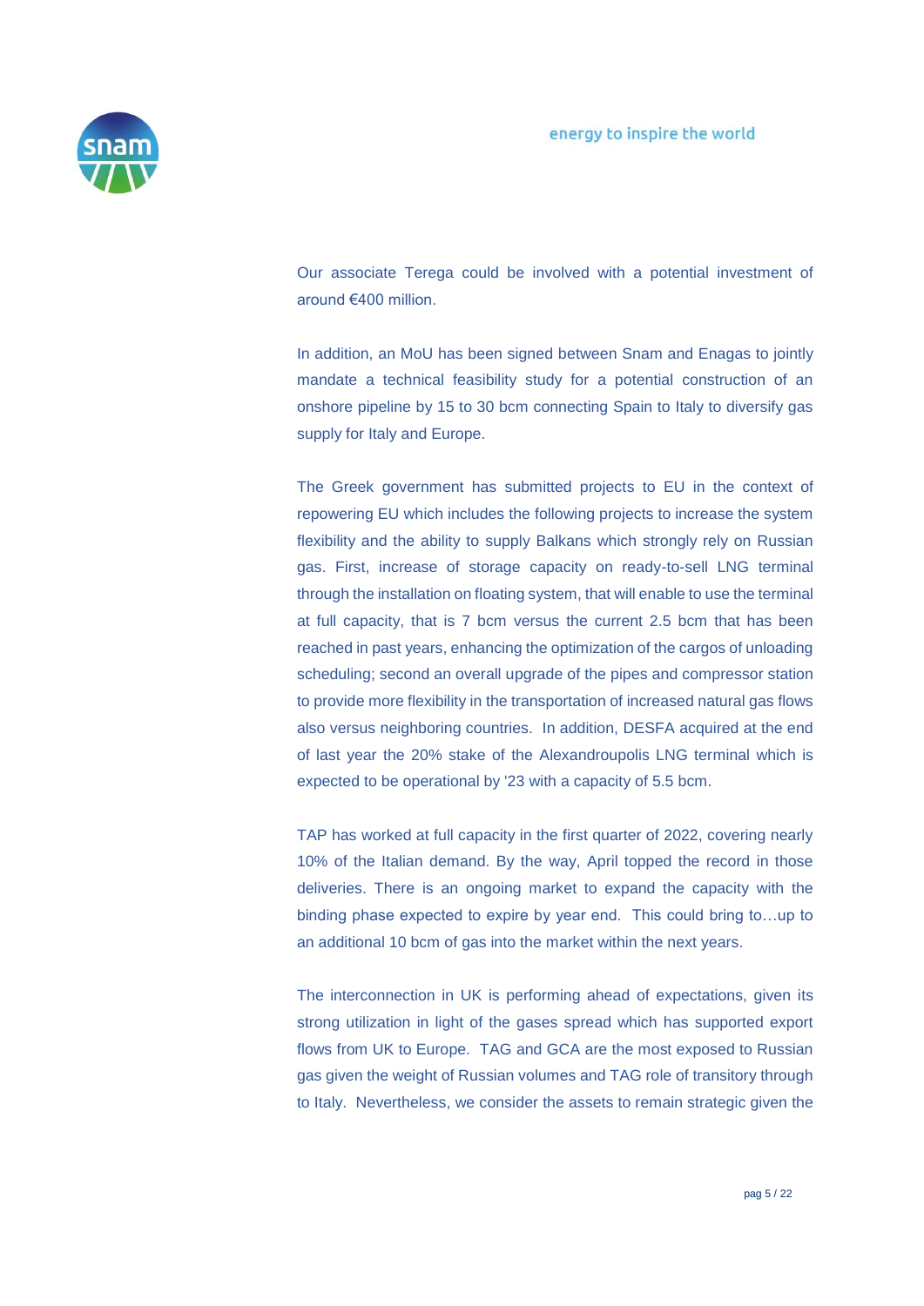Our associate Terega could be involved with a potential investment of around €400 million.

In addition, an MoU has been signed between Snam and Enagas to jointly mandate a technical feasibility study for a potential construction of an onshore pipeline by 15 to 30 bcm connecting Spain to Italy to diversify gas supply for Italy and Europe.

The Greek government has submitted projects to EU in the context of repowering EU which includes the following projects to increase the system flexibility and the ability to supply Balkans which strongly rely on Russian gas. First, increase of storage capacity on ready-to-sell LNG terminal through the installation on floating system, that will enable to use the terminal at full capacity, that is 7 bcm versus the current 2.5 bcm that has been reached in past years, enhancing the optimization of the cargos of unloading scheduling; second an overall upgrade of the pipes and compressor station to provide more flexibility in the transportation of increased natural gas flows also versus neighboring countries. In addition, DESFA acquired at the end of last year the 20% stake of the Alexandroupolis LNG terminal which is expected to be operational by '23 with a capacity of 5.5 bcm.

TAP has worked at full capacity in the first quarter of 2022, covering nearly 10% of the Italian demand. By the way, April topped the record in those deliveries. There is an ongoing market to expand the capacity with the binding phase expected to expire by year end. This could bring to…up to an additional 10 bcm of gas into the market within the next years.

The interconnection in UK is performing ahead of expectations, given its strong utilization in light of the gases spread which has supported export flows from UK to Europe. TAG and GCA are the most exposed to Russian gas given the weight of Russian volumes and TAG role of transitory through to Italy. Nevertheless, we consider the assets to remain strategic given the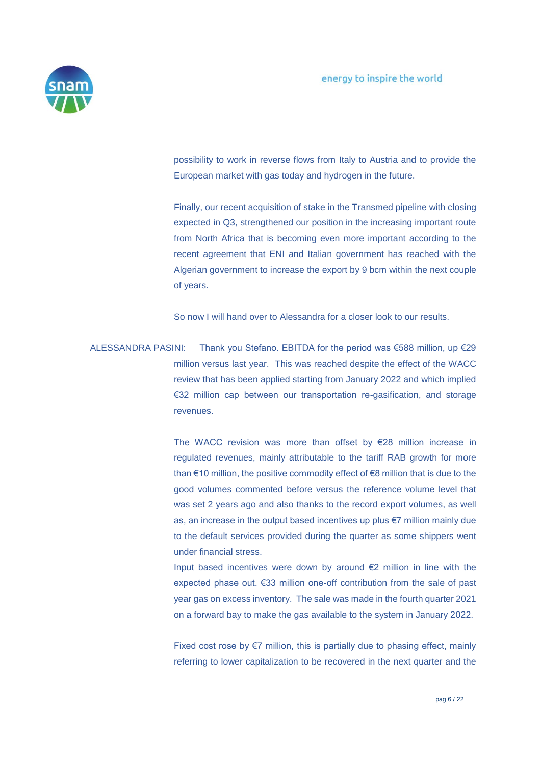possibility to work in reverse flows from Italy to Austria and to provide the European market with gas today and hydrogen in the future.

Finally, our recent acquisition of stake in the Transmed pipeline with closing expected in Q3, strengthened our position in the increasing important route from North Africa that is becoming even more important according to the recent agreement that ENI and Italian government has reached with the Algerian government to increase the export by 9 bcm within the next couple of years.

So now I will hand over to Alessandra for a closer look to our results.

ALESSANDRA PASINI: Thank you Stefano. EBITDA for the period was €588 million, up €29 million versus last year. This was reached despite the effect of the WACC review that has been applied starting from January 2022 and which implied €32 million cap between our transportation re-gasification, and storage revenues.

The WACC revision was more than offset by €28 million increase in regulated revenues, mainly attributable to the tariff RAB growth for more than €10 million, the positive commodity effect of €8 million that is due to the good volumes commented before versus the reference volume level that was set 2 years ago and also thanks to the record export volumes, as well as, an increase in the output based incentives up plus €7 million mainly due to the default services provided during the quarter as some shippers went under financial stress.

Input based incentives were down by around €2 million in line with the expected phase out. €33 million one-off contribution from the sale of past year gas on excess inventory. The sale was made in the fourth quarter 2021 on a forward bay to make the gas available to the system in January 2022.

Fixed cost rose by €7 million, this is partially due to phasing effect, mainly referring to lower capitalization to be recovered in the next quarter and the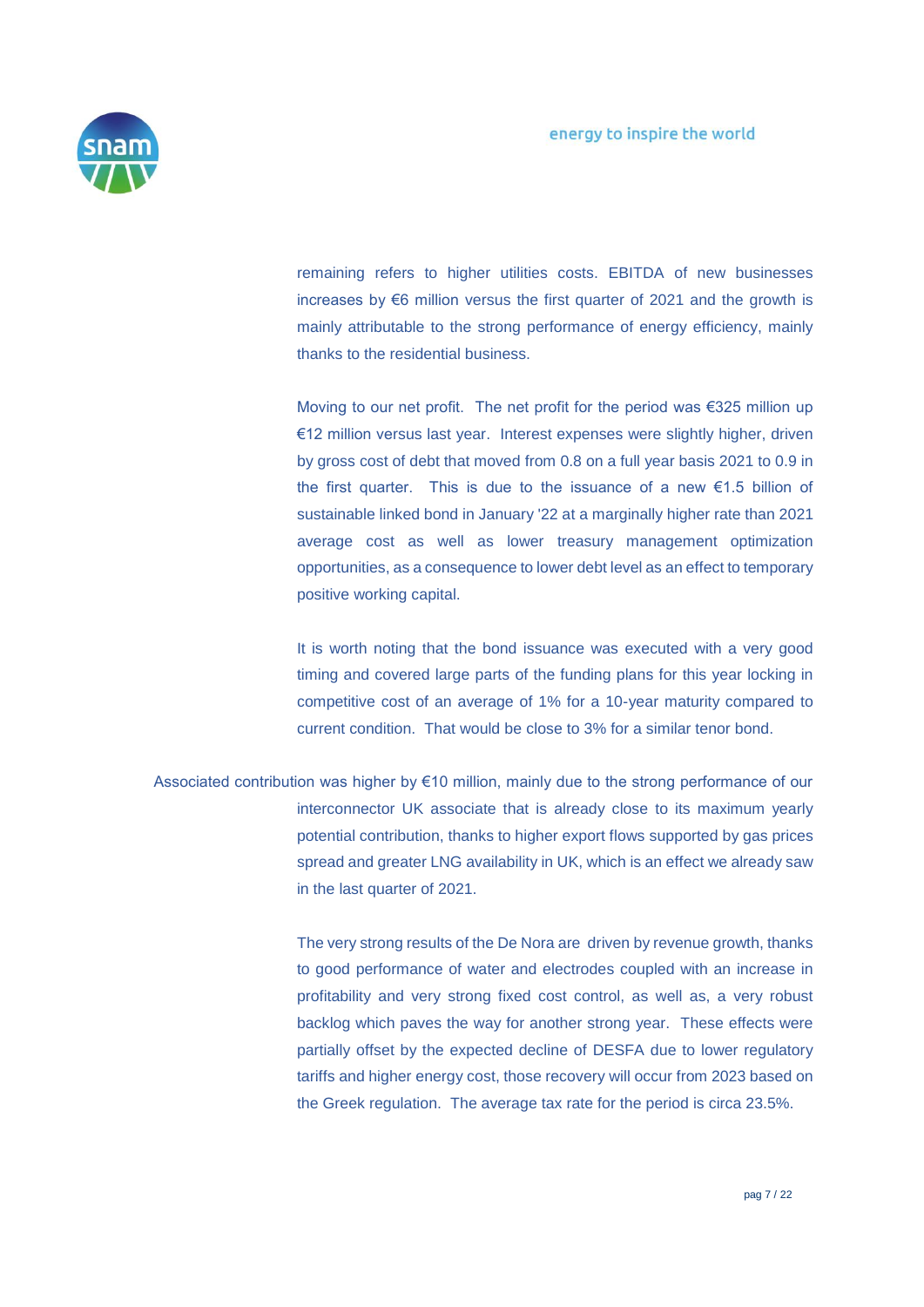remaining refers to higher utilities costs. EBITDA of new businesses increases by €6 million versus the first quarter of 2021 and the growth is mainly attributable to the strong performance of energy efficiency, mainly thanks to the residential business.

Moving to our net profit. The net profit for the period was €325 million up €12 million versus last year. Interest expenses were slightly higher, driven by gross cost of debt that moved from 0.8 on a full year basis 2021 to 0.9 in the first quarter. This is due to the issuance of a new €1.5 billion of sustainable linked bond in January '22 at a marginally higher rate than 2021 average cost as well as lower treasury management optimization opportunities, as a consequence to lower debt level as an effect to temporary positive working capital.

It is worth noting that the bond issuance was executed with a very good timing and covered large parts of the funding plans for this year locking in competitive cost of an average of 1% for a 10-year maturity compared to current condition. That would be close to 3% for a similar tenor bond.

Associated contribution was higher by €10 million, mainly due to the strong performance of our interconnector UK associate that is already close to its maximum yearly potential contribution, thanks to higher export flows supported by gas prices spread and greater LNG availability in UK, which is an effect we already saw in the last quarter of 2021.

The very strong results of the De Nora are driven by revenue growth, thanks to good performance of water and electrodes coupled with an increase in profitability and very strong fixed cost control, as well as, a very robust backlog which paves the way for another strong year. These effects were partially offset by the expected decline of DESFA due to lower regulatory tariffs and higher energy cost, those recovery will occur from 2023 based on the Greek regulation. The average tax rate for the period is circa 23.5%.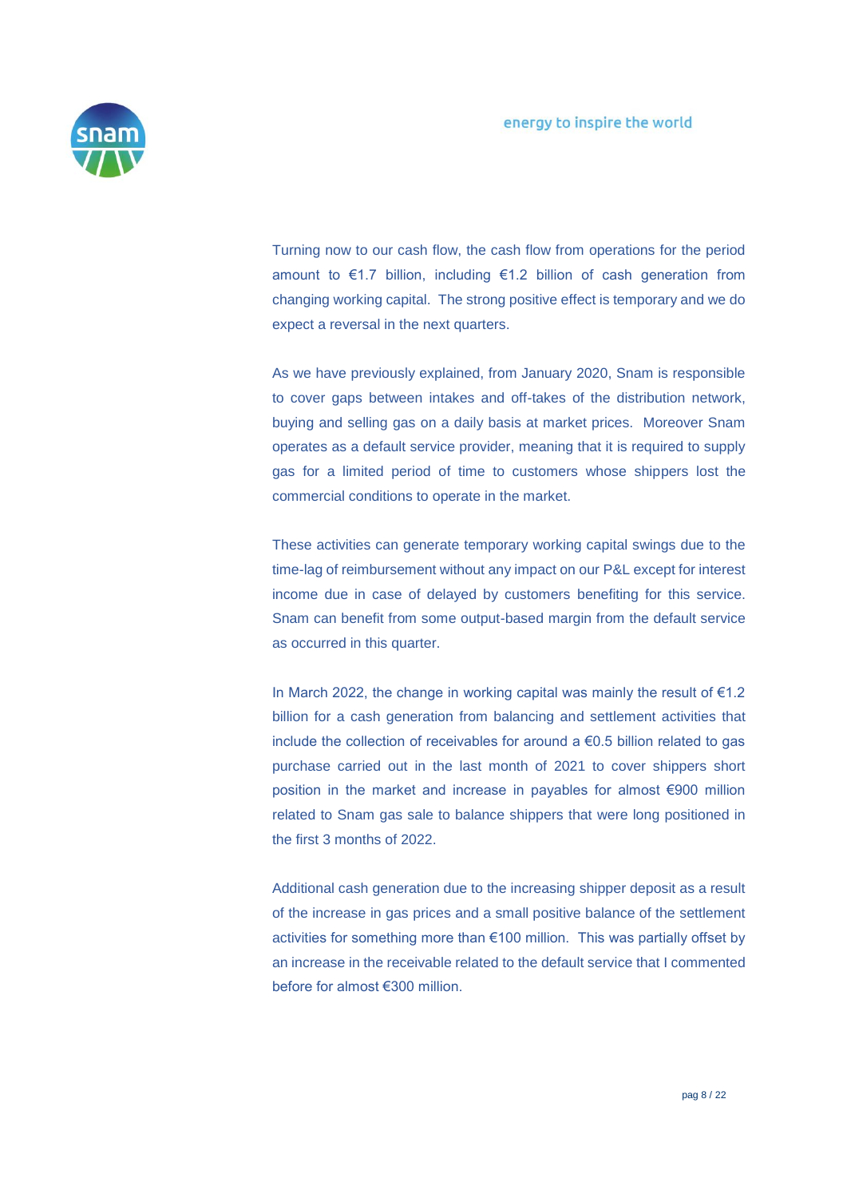Turning now to our cash flow, the cash flow from operations for the period amount to €1.7 billion, including €1.2 billion of cash generation from changing working capital. The strong positive effect is temporary and we do expect a reversal in the next quarters.

As we have previously explained, from January 2020, Snam is responsible to cover gaps between intakes and off-takes of the distribution network, buying and selling gas on a daily basis at market prices. Moreover Snam operates as a default service provider, meaning that it is required to supply gas for a limited period of time to customers whose shippers lost the commercial conditions to operate in the market.

These activities can generate temporary working capital swings due to the time-lag of reimbursement without any impact on our P&L except for interest income due in case of delayed by customers benefiting for this service. Snam can benefit from some output-based margin from the default service as occurred in this quarter.

In March 2022, the change in working capital was mainly the result of €1.2 billion for a cash generation from balancing and settlement activities that include the collection of receivables for around a €0.5 billion related to gas purchase carried out in the last month of 2021 to cover shippers short position in the market and increase in payables for almost €900 million related to Snam gas sale to balance shippers that were long positioned in the first 3 months of 2022.

Additional cash generation due to the increasing shipper deposit as a result of the increase in gas prices and a small positive balance of the settlement activities for something more than €100 million. This was partially offset by an increase in the receivable related to the default service that I commented before for almost €300 million.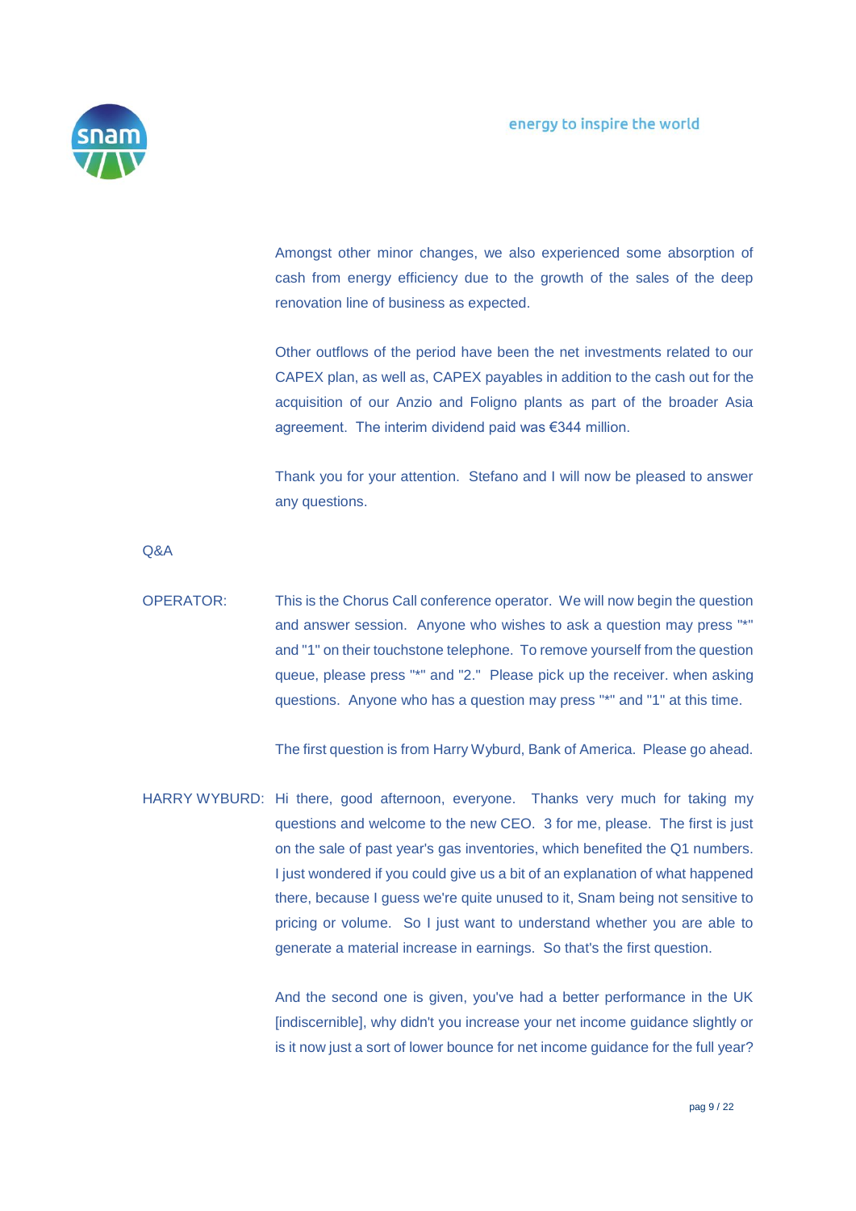Amongst other minor changes, we also experienced some absorption of cash from energy efficiency due to the growth of the sales of the deep renovation line of business as expected.

Other outflows of the period have been the net investments related to our CAPEX plan, as well as, CAPEX payables in addition to the cash out for the acquisition of our Anzio and Foligno plants as part of the broader Asia agreement. The interim dividend paid was €344 million.

Thank you for your attention. Stefano and I will now be pleased to answer any questions.

Q&A

OPERATOR: This is the Chorus Call conference operator. We will now begin the question and answer session. Anyone who wishes to ask a question may press "*" and "1" on their touchstone telephone. To remove yourself from the question queue, please press "*" and "2." Please pick up the receiver. when asking questions. Anyone who has a question may press "*" and "1" at this time.

The first question is from Harry Wyburd, Bank of America. Please go ahead.

HARRY WYBURD: Hi there, good afternoon, everyone. Thanks very much for taking my questions and welcome to the new CEO. 3 for me, please. The first is just on the sale of past year's gas inventories, which benefited the Q1 numbers. I just wondered if you could give us a bit of an explanation of what happened there, because I guess we're quite unused to it, Snam being not sensitive to pricing or volume. So I just want to understand whether you are able to generate a material increase in earnings. So that's the first question.

And the second one is given, you've had a better performance in the UK [indiscernible], why didn't you increase your net income guidance slightly or is it now just a sort of lower bounce for net income guidance for the full year?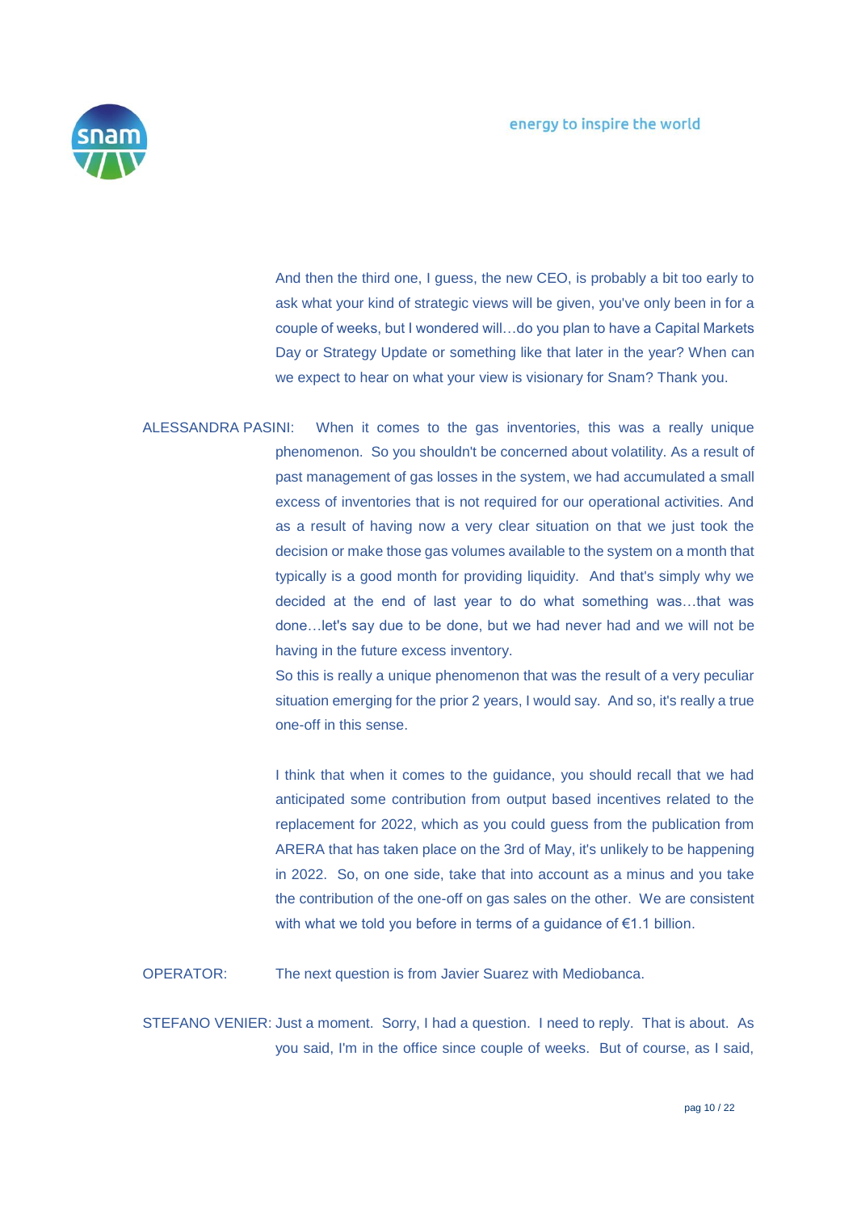And then the third one, I guess, the new CEO, is probably a bit too early to ask what your kind of strategic views will be given, you've only been in for a couple of weeks, but I wondered will…do you plan to have a Capital Markets Day or Strategy Update or something like that later in the year? When can we expect to hear on what your view is visionary for Snam? Thank you.

ALESSANDRA PASINI: When it comes to the gas inventories, this was a really unique phenomenon. So you shouldn't be concerned about volatility. As a result of past management of gas losses in the system, we had accumulated a small excess of inventories that is not required for our operational activities. And as a result of having now a very clear situation on that we just took the decision or make those gas volumes available to the system on a month that typically is a good month for providing liquidity. And that's simply why we decided at the end of last year to do what something was…that was done…let's say due to be done, but we had never had and we will not be having in the future excess inventory.

So this is really a unique phenomenon that was the result of a very peculiar situation emerging for the prior 2 years, I would say. And so, it's really a true one-off in this sense.

I think that when it comes to the guidance, you should recall that we had anticipated some contribution from output based incentives related to the replacement for 2022, which as you could guess from the publication from ARERA that has taken place on the 3rd of May, it's unlikely to be happening in 2022. So, on one side, take that into account as a minus and you take the contribution of the one-off on gas sales on the other. We are consistent with what we told you before in terms of a guidance of €1.1 billion.

OPERATOR: The next question is from Javier Suarez with Mediobanca.

STEFANO VENIER: Just a moment. Sorry, I had a question. I need to reply. That is about. As you said, I'm in the office since couple of weeks. But of course, as I said,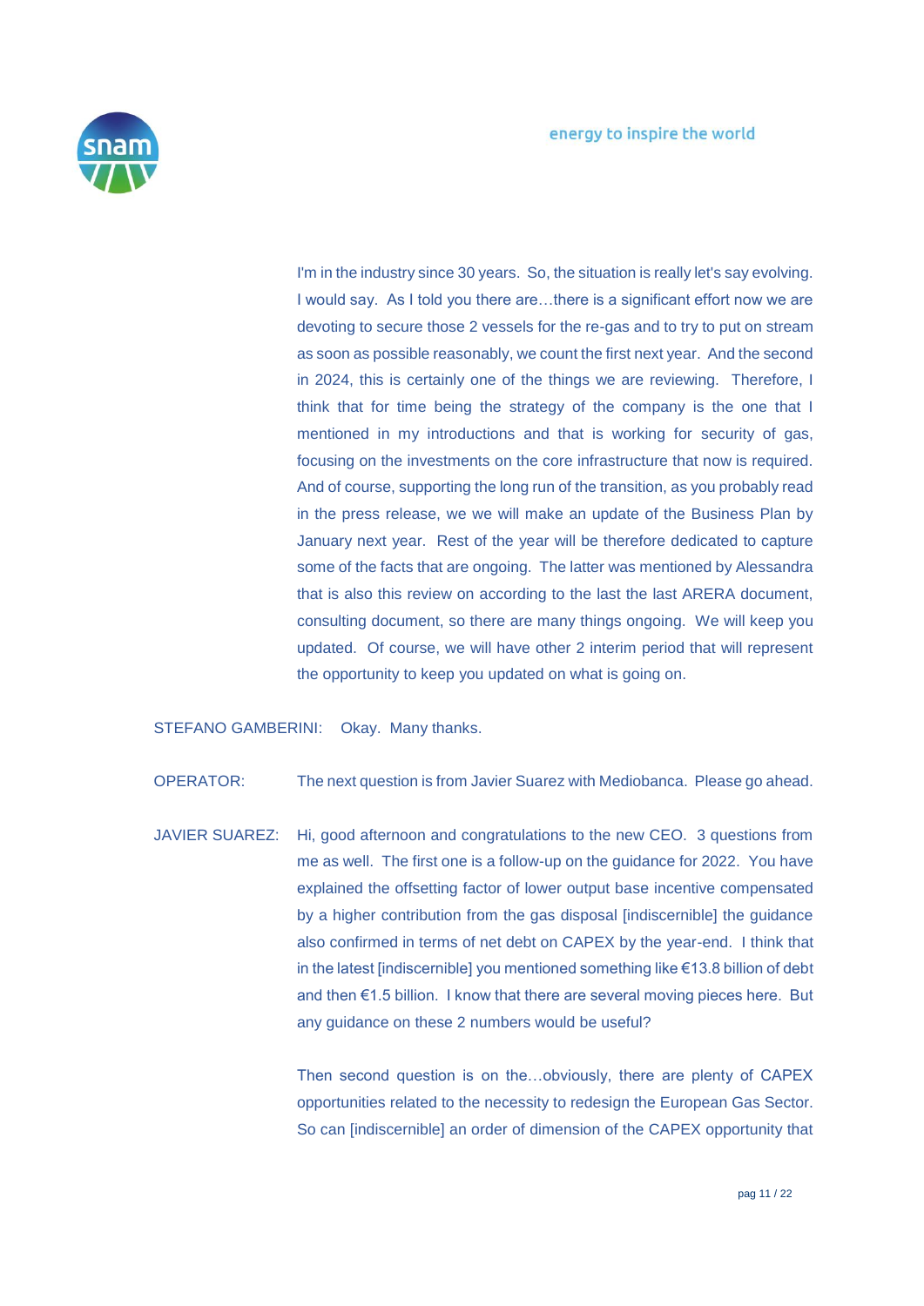I'm in the industry since 30 years. So, the situation is really let's say evolving. I would say. As I told you there are…there is a significant effort now we are devoting to secure those 2 vessels for the re-gas and to try to put on stream as soon as possible reasonably, we count the first next year. And the second in 2024, this is certainly one of the things we are reviewing. Therefore, I think that for time being the strategy of the company is the one that I mentioned in my introductions and that is working for security of gas, focusing on the investments on the core infrastructure that now is required. And of course, supporting the long run of the transition, as you probably read in the press release, we we will make an update of the Business Plan by January next year. Rest of the year will be therefore dedicated to capture some of the facts that are ongoing. The latter was mentioned by Alessandra that is also this review on according to the last the last ARERA document, consulting document, so there are many things ongoing. We will keep you updated. Of course, we will have other 2 interim period that will represent the opportunity to keep you updated on what is going on.

STEFANO GAMBERINI: Okay. Many thanks.

OPERATOR: The next question is from Javier Suarez with Mediobanca. Please go ahead.

JAVIER SUAREZ: Hi, good afternoon and congratulations to the new CEO. 3 questions from me as well. The first one is a follow-up on the guidance for 2022. You have explained the offsetting factor of lower output base incentive compensated by a higher contribution from the gas disposal [indiscernible] the guidance also confirmed in terms of net debt on CAPEX by the year-end. I think that in the latest [indiscernible] you mentioned something like €13.8 billion of debt and then €1.5 billion. I know that there are several moving pieces here. But any guidance on these 2 numbers would be useful?

Then second question is on the…obviously, there are plenty of CAPEX opportunities related to the necessity to redesign the European Gas Sector. So can [indiscernible] an order of dimension of the CAPEX opportunity that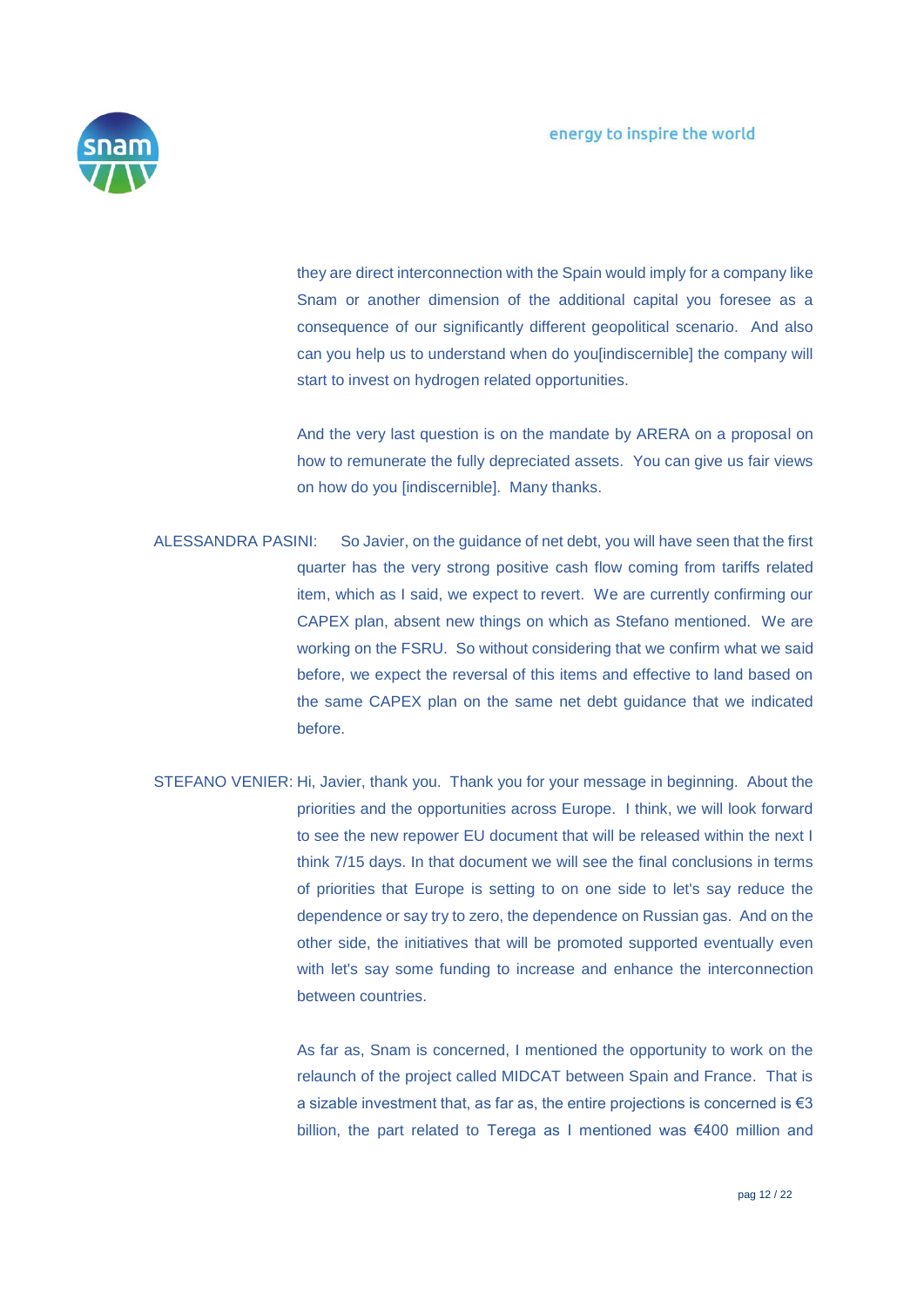they are direct interconnection with the Spain would imply for a company like Snam or another dimension of the additional capital you foresee as a consequence of our significantly different geopolitical scenario. And also can you help us to understand when do you[indiscernible] the company will start to invest on hydrogen related opportunities.

And the very last question is on the mandate by ARERA on a proposal on how to remunerate the fully depreciated assets. You can give us fair views on how do you [indiscernible]. Many thanks.

ALESSANDRA PASINI: So Javier, on the guidance of net debt, you will have seen that the first quarter has the very strong positive cash flow coming from tariffs related item, which as I said, we expect to revert. We are currently confirming our CAPEX plan, absent new things on which as Stefano mentioned. We are working on the FSRU. So without considering that we confirm what we said before, we expect the reversal of this items and effective to land based on the same CAPEX plan on the same net debt guidance that we indicated before.

STEFANO VENIER: Hi, Javier, thank you. Thank you for your message in beginning. About the priorities and the opportunities across Europe. I think, we will look forward to see the new repower EU document that will be released within the next I think 7/15 days. In that document we will see the final conclusions in terms of priorities that Europe is setting to on one side to let's say reduce the dependence or say try to zero, the dependence on Russian gas. And on the other side, the initiatives that will be promoted supported eventually even with let's say some funding to increase and enhance the interconnection between countries.

As far as, Snam is concerned, I mentioned the opportunity to work on the relaunch of the project called MIDCAT between Spain and France. That is a sizable investment that, as far as, the entire projections is concerned is €3 billion, the part related to Terega as I mentioned was €400 million and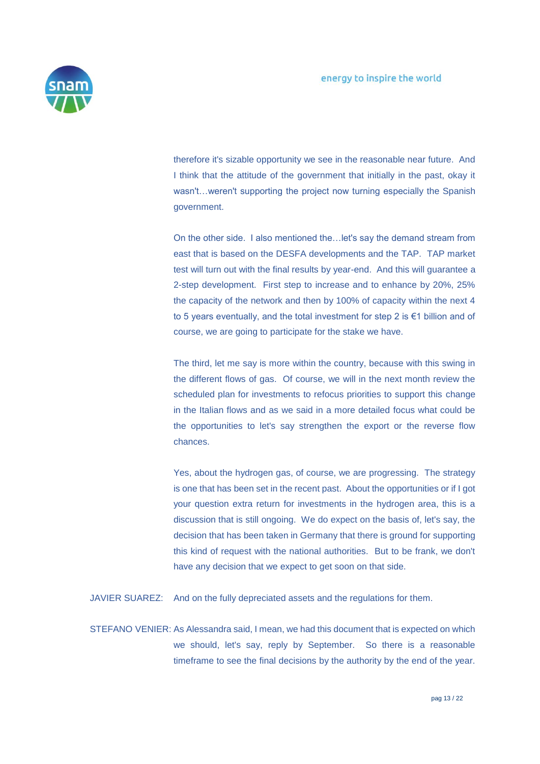therefore it's sizable opportunity we see in the reasonable near future. And I think that the attitude of the government that initially in the past, okay it wasn't…weren't supporting the project now turning especially the Spanish government.

On the other side. I also mentioned the…let's say the demand stream from east that is based on the DESFA developments and the TAP. TAP market test will turn out with the final results by year-end. And this will guarantee a 2-step development. First step to increase and to enhance by 20%, 25% the capacity of the network and then by 100% of capacity within the next 4 to 5 years eventually, and the total investment for step 2 is €1 billion and of course, we are going to participate for the stake we have.

The third, let me say is more within the country, because with this swing in the different flows of gas. Of course, we will in the next month review the scheduled plan for investments to refocus priorities to support this change in the Italian flows and as we said in a more detailed focus what could be the opportunities to let's say strengthen the export or the reverse flow chances.

Yes, about the hydrogen gas, of course, we are progressing. The strategy is one that has been set in the recent past. About the opportunities or if I got your question extra return for investments in the hydrogen area, this is a discussion that is still ongoing. We do expect on the basis of, let's say, the decision that has been taken in Germany that there is ground for supporting this kind of request with the national authorities. But to be frank, we don't have any decision that we expect to get soon on that side.

JAVIER SUAREZ: And on the fully depreciated assets and the regulations for them.

STEFANO VENIER: As Alessandra said, I mean, we had this document that is expected on which we should, let's say, reply by September. So there is a reasonable timeframe to see the final decisions by the authority by the end of the year.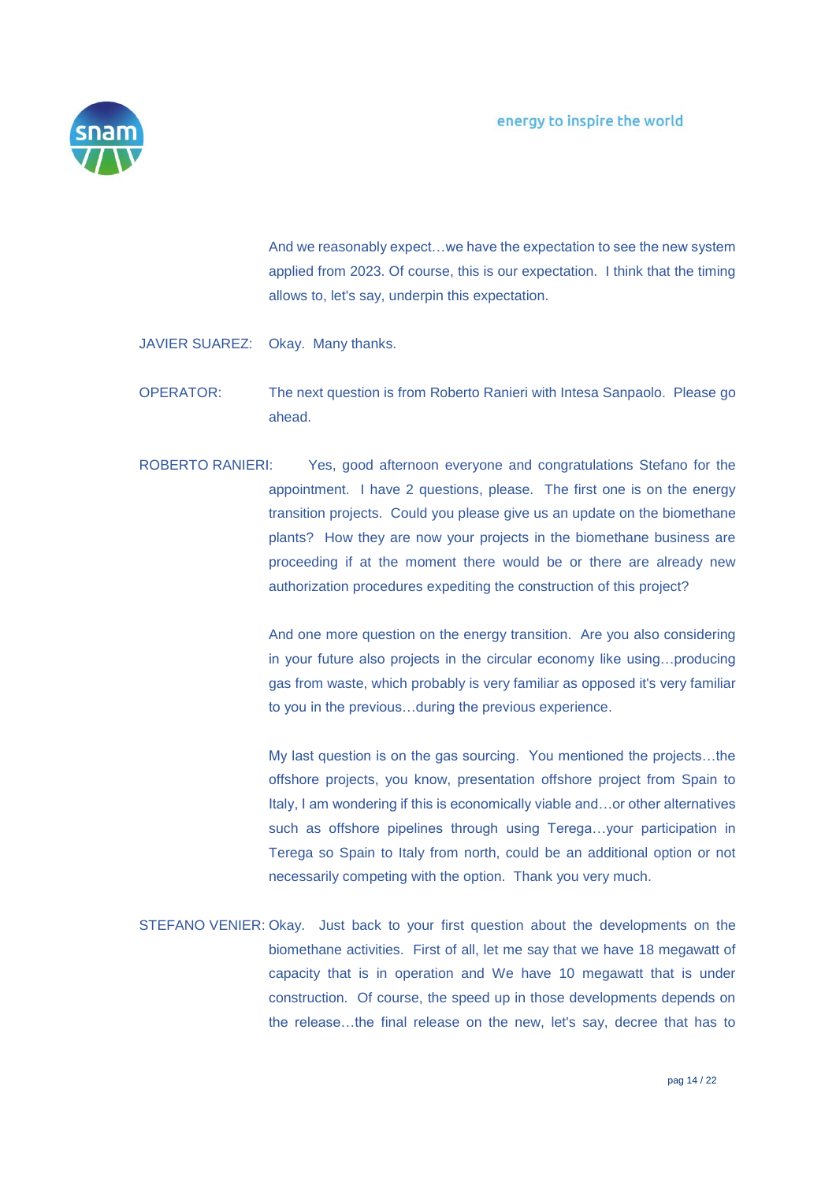And we reasonably expect…we have the expectation to see the new system applied from 2023. Of course, this is our expectation. I think that the timing allows to, let's say, underpin this expectation.

JAVIER SUAREZ: Okay. Many thanks.

OPERATOR: The next question is from Roberto Ranieri with Intesa Sanpaolo. Please go ahead.

ROBERTO RANIERI: Yes, good afternoon everyone and congratulations Stefano for the appointment. I have 2 questions, please. The first one is on the energy transition projects. Could you please give us an update on the biomethane plants? How they are now your projects in the biomethane business are proceeding if at the moment there would be or there are already new authorization procedures expediting the construction of this project?

And one more question on the energy transition. Are you also considering in your future also projects in the circular economy like using…producing gas from waste, which probably is very familiar as opposed it's very familiar to you in the previous…during the previous experience.

My last question is on the gas sourcing. You mentioned the projects…the offshore projects, you know, presentation offshore project from Spain to Italy, I am wondering if this is economically viable and…or other alternatives such as offshore pipelines through using Terega…your participation in Terega so Spain to Italy from north, could be an additional option or not necessarily competing with the option. Thank you very much.

STEFANO VENIER: Okay. Just back to your first question about the developments on the biomethane activities. First of all, let me say that we have 18 megawatt of capacity that is in operation and We have 10 megawatt that is under construction. Of course, the speed up in those developments depends on the release…the final release on the new, let's say, decree that has to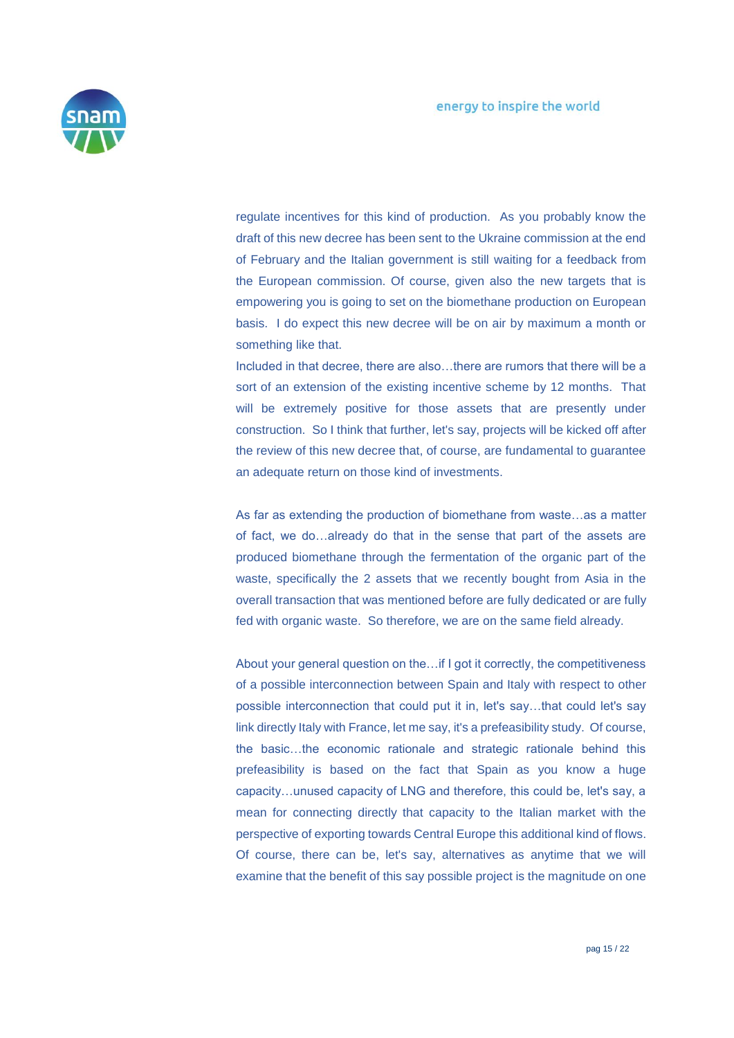regulate incentives for this kind of production. As you probably know the draft of this new decree has been sent to the Ukraine commission at the end of February and the Italian government is still waiting for a feedback from the European commission. Of course, given also the new targets that is empowering you is going to set on the biomethane production on European basis. I do expect this new decree will be on air by maximum a month or something like that.

Included in that decree, there are also…there are rumors that there will be a sort of an extension of the existing incentive scheme by 12 months. That will be extremely positive for those assets that are presently under construction. So I think that further, let's say, projects will be kicked off after the review of this new decree that, of course, are fundamental to guarantee an adequate return on those kind of investments.

As far as extending the production of biomethane from waste…as a matter of fact, we do…already do that in the sense that part of the assets are produced biomethane through the fermentation of the organic part of the waste, specifically the 2 assets that we recently bought from Asia in the overall transaction that was mentioned before are fully dedicated or are fully fed with organic waste. So therefore, we are on the same field already.

About your general question on the…if I got it correctly, the competitiveness of a possible interconnection between Spain and Italy with respect to other possible interconnection that could put it in, let's say…that could let's say link directly Italy with France, let me say, it's a prefeasibility study. Of course, the basic…the economic rationale and strategic rationale behind this prefeasibility is based on the fact that Spain as you know a huge capacity…unused capacity of LNG and therefore, this could be, let's say, a mean for connecting directly that capacity to the Italian market with the perspective of exporting towards Central Europe this additional kind of flows. Of course, there can be, let's say, alternatives as anytime that we will examine that the benefit of this say possible project is the magnitude on one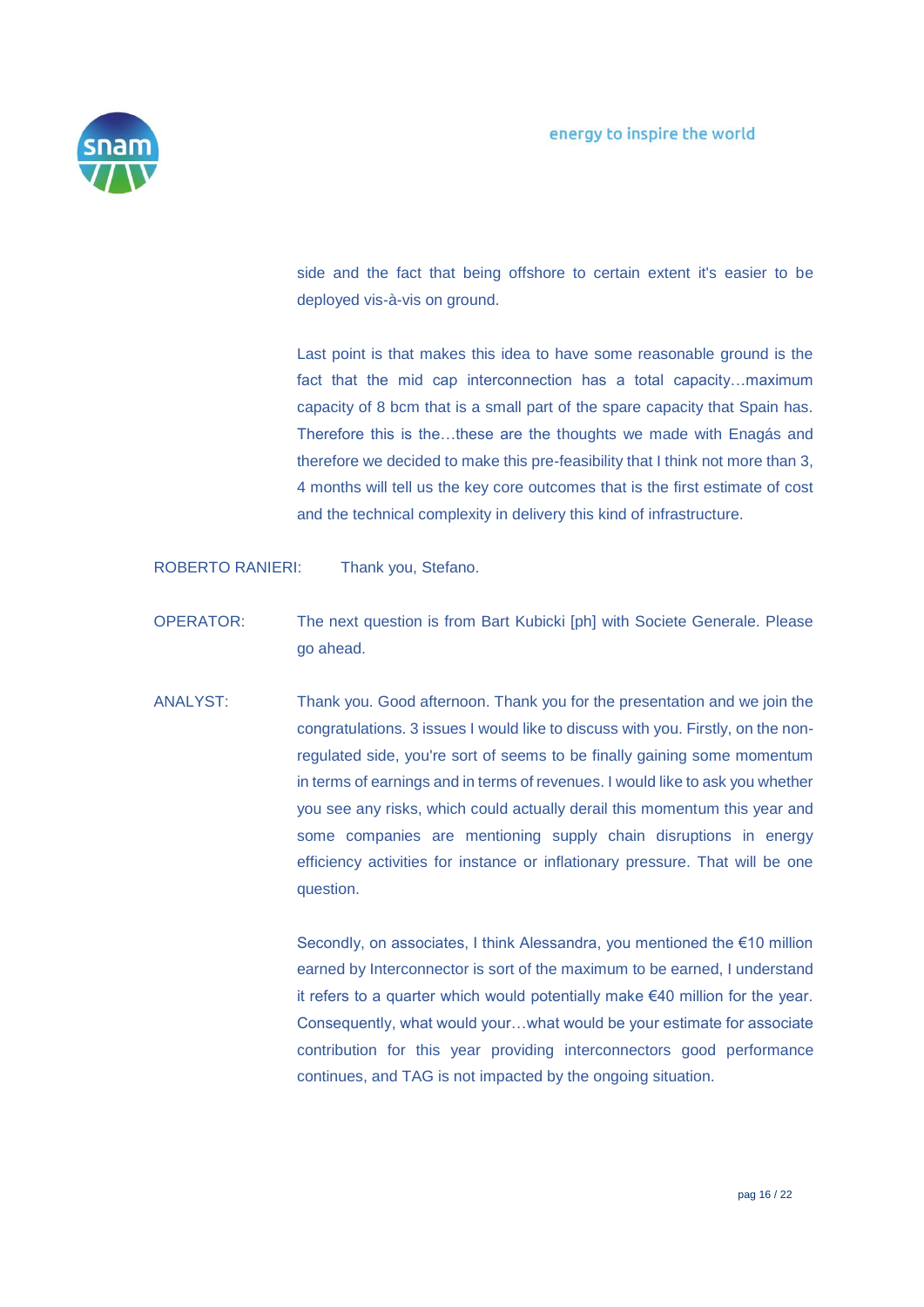side and the fact that being offshore to certain extent it's easier to be deployed vis-à-vis on ground.

Last point is that makes this idea to have some reasonable ground is the fact that the mid cap interconnection has a total capacity…maximum capacity of 8 bcm that is a small part of the spare capacity that Spain has. Therefore this is the…these are the thoughts we made with Enagás and therefore we decided to make this pre-feasibility that I think not more than 3, 4 months will tell us the key core outcomes that is the first estimate of cost and the technical complexity in delivery this kind of infrastructure.

ROBERTO RANIERI: Thank you, Stefano.

OPERATOR: The next question is from Bart Kubicki [ph] with Societe Generale. Please go ahead.

ANALYST: Thank you. Good afternoon. Thank you for the presentation and we join the congratulations. 3 issues I would like to discuss with you. Firstly, on the non-regulated side, you're sort of seems to be finally gaining some momentum in terms of earnings and in terms of revenues. I would like to ask you whether you see any risks, which could actually derail this momentum this year and some companies are mentioning supply chain disruptions in energy efficiency activities for instance or inflationary pressure. That will be one question.

Secondly, on associates, I think Alessandra, you mentioned the €10 million earned by Interconnector is sort of the maximum to be earned, I understand it refers to a quarter which would potentially make €40 million for the year. Consequently, what would your…what would be your estimate for associate contribution for this year providing interconnectors good performance continues, and TAG is not impacted by the ongoing situation.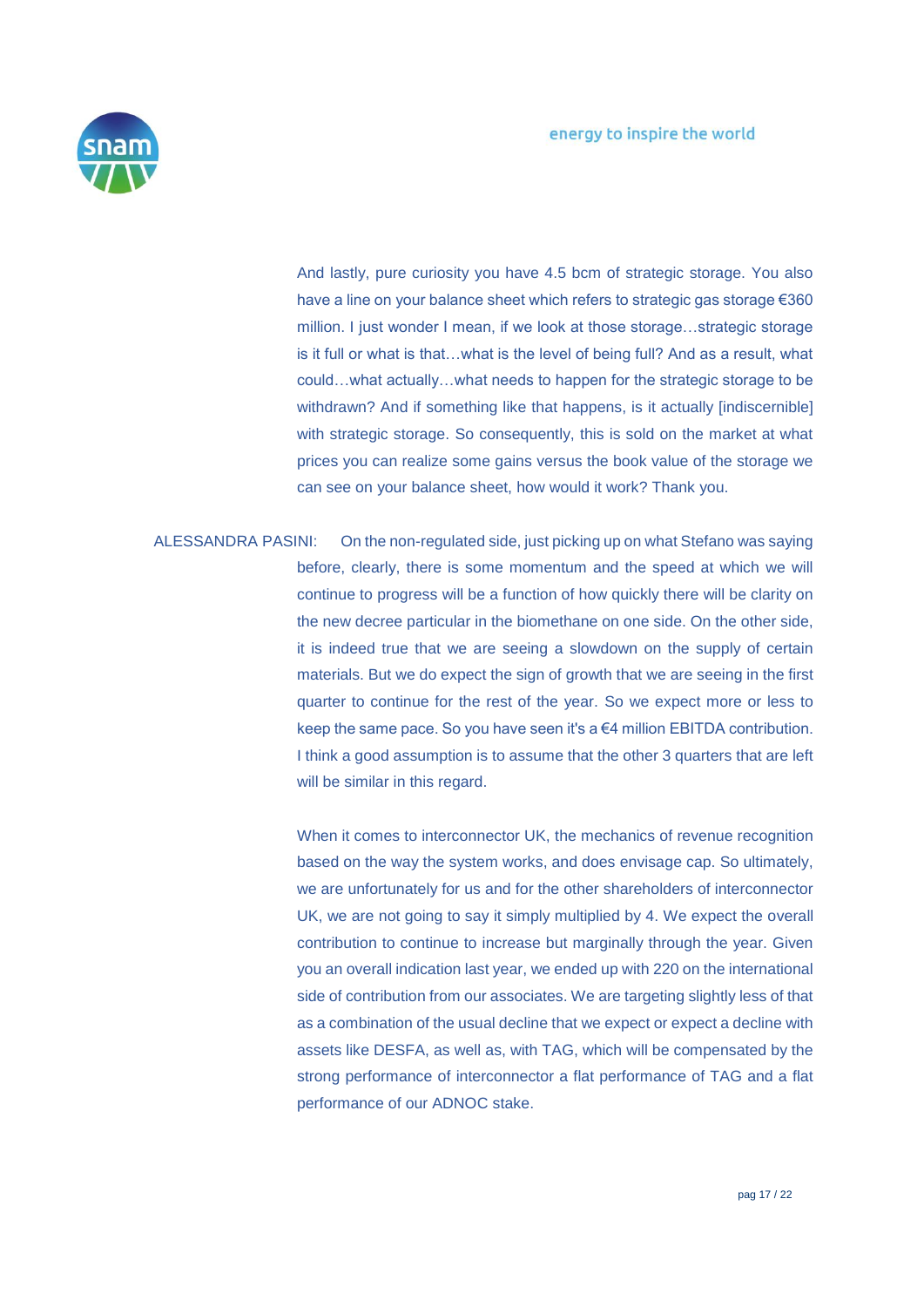And lastly, pure curiosity you have 4.5 bcm of strategic storage. You also have a line on your balance sheet which refers to strategic gas storage €360 million. I just wonder I mean, if we look at those storage…strategic storage is it full or what is that…what is the level of being full? And as a result, what could…what actually…what needs to happen for the strategic storage to be withdrawn? And if something like that happens, is it actually [indiscernible] with strategic storage. So consequently, this is sold on the market at what prices you can realize some gains versus the book value of the storage we can see on your balance sheet, how would it work? Thank you.

ALESSANDRA PASINI: On the non-regulated side, just picking up on what Stefano was saying before, clearly, there is some momentum and the speed at which we will continue to progress will be a function of how quickly there will be clarity on the new decree particular in the biomethane on one side. On the other side, it is indeed true that we are seeing a slowdown on the supply of certain materials. But we do expect the sign of growth that we are seeing in the first quarter to continue for the rest of the year. So we expect more or less to keep the same pace. So you have seen it's a €4 million EBITDA contribution. I think a good assumption is to assume that the other 3 quarters that are left will be similar in this regard.

When it comes to interconnector UK, the mechanics of revenue recognition based on the way the system works, and does envisage cap. So ultimately, we are unfortunately for us and for the other shareholders of interconnector UK, we are not going to say it simply multiplied by 4. We expect the overall contribution to continue to increase but marginally through the year. Given you an overall indication last year, we ended up with 220 on the international side of contribution from our associates. We are targeting slightly less of that as a combination of the usual decline that we expect or expect a decline with assets like DESFA, as well as, with TAG, which will be compensated by the strong performance of interconnector a flat performance of TAG and a flat performance of our ADNOC stake.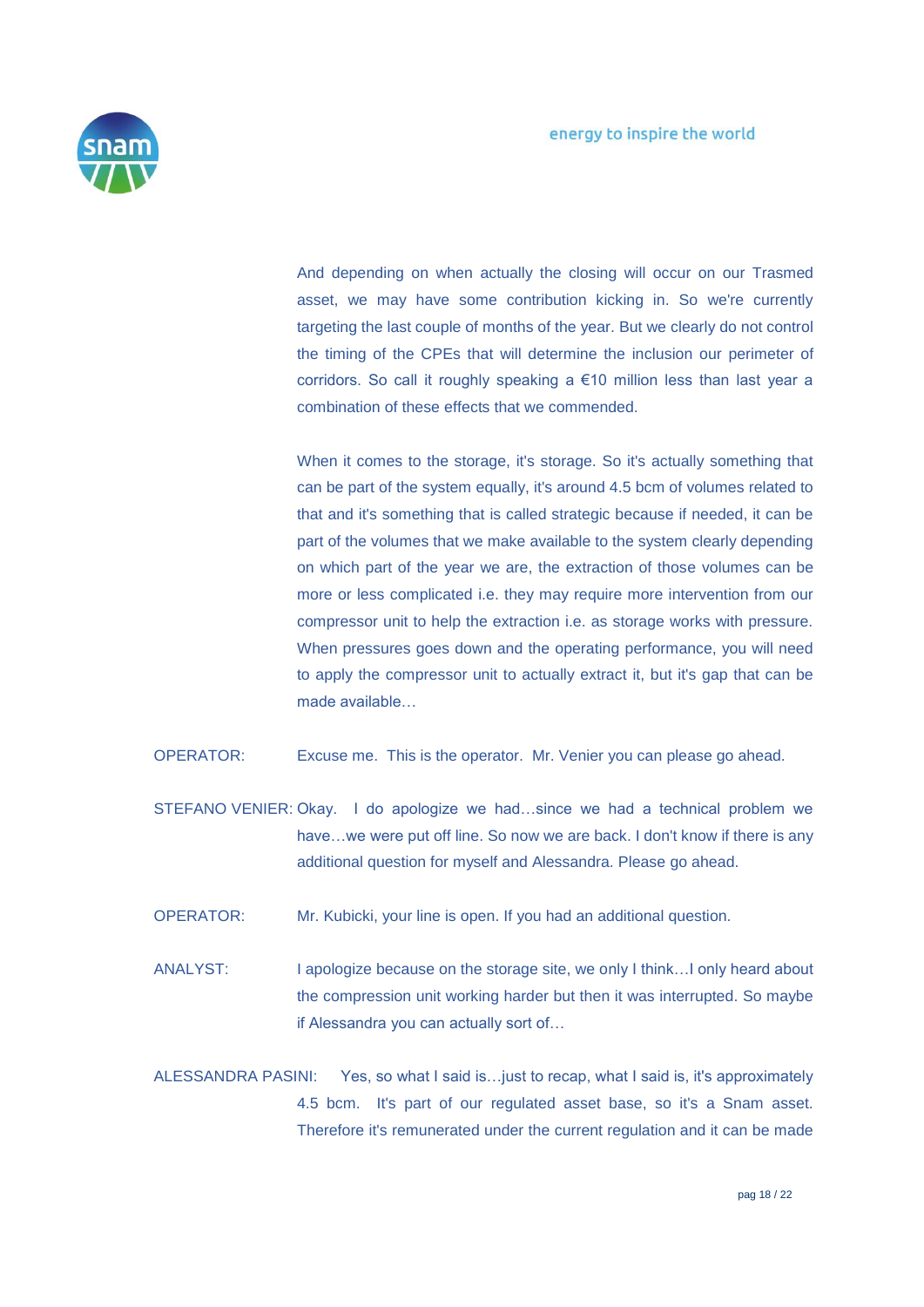And depending on when actually the closing will occur on our Trasmed asset, we may have some contribution kicking in. So we're currently targeting the last couple of months of the year. But we clearly do not control the timing of the CPEs that will determine the inclusion our perimeter of corridors. So call it roughly speaking a €10 million less than last year a combination of these effects that we commended.

When it comes to the storage, it's storage. So it's actually something that can be part of the system equally, it's around 4.5 bcm of volumes related to that and it's something that is called strategic because if needed, it can be part of the volumes that we make available to the system clearly depending on which part of the year we are, the extraction of those volumes can be more or less complicated i.e. they may require more intervention from our compressor unit to help the extraction i.e. as storage works with pressure. When pressures goes down and the operating performance, you will need to apply the compressor unit to actually extract it, but it's gap that can be made available…

OPERATOR: Excuse me. This is the operator. Mr. Venier you can please go ahead.

STEFANO VENIER: Okay. I do apologize we had…since we had a technical problem we have…we were put off line. So now we are back. I don't know if there is any additional question for myself and Alessandra. Please go ahead.

OPERATOR: Mr. Kubicki, your line is open. If you had an additional question.

ANALYST: I apologize because on the storage site, we only I think…I only heard about the compression unit working harder but then it was interrupted. So maybe if Alessandra you can actually sort of…

ALESSANDRA PASINI: Yes, so what I said is…just to recap, what I said is, it's approximately 4.5 bcm. It's part of our regulated asset base, so it's a Snam asset. Therefore it's remunerated under the current regulation and it can be made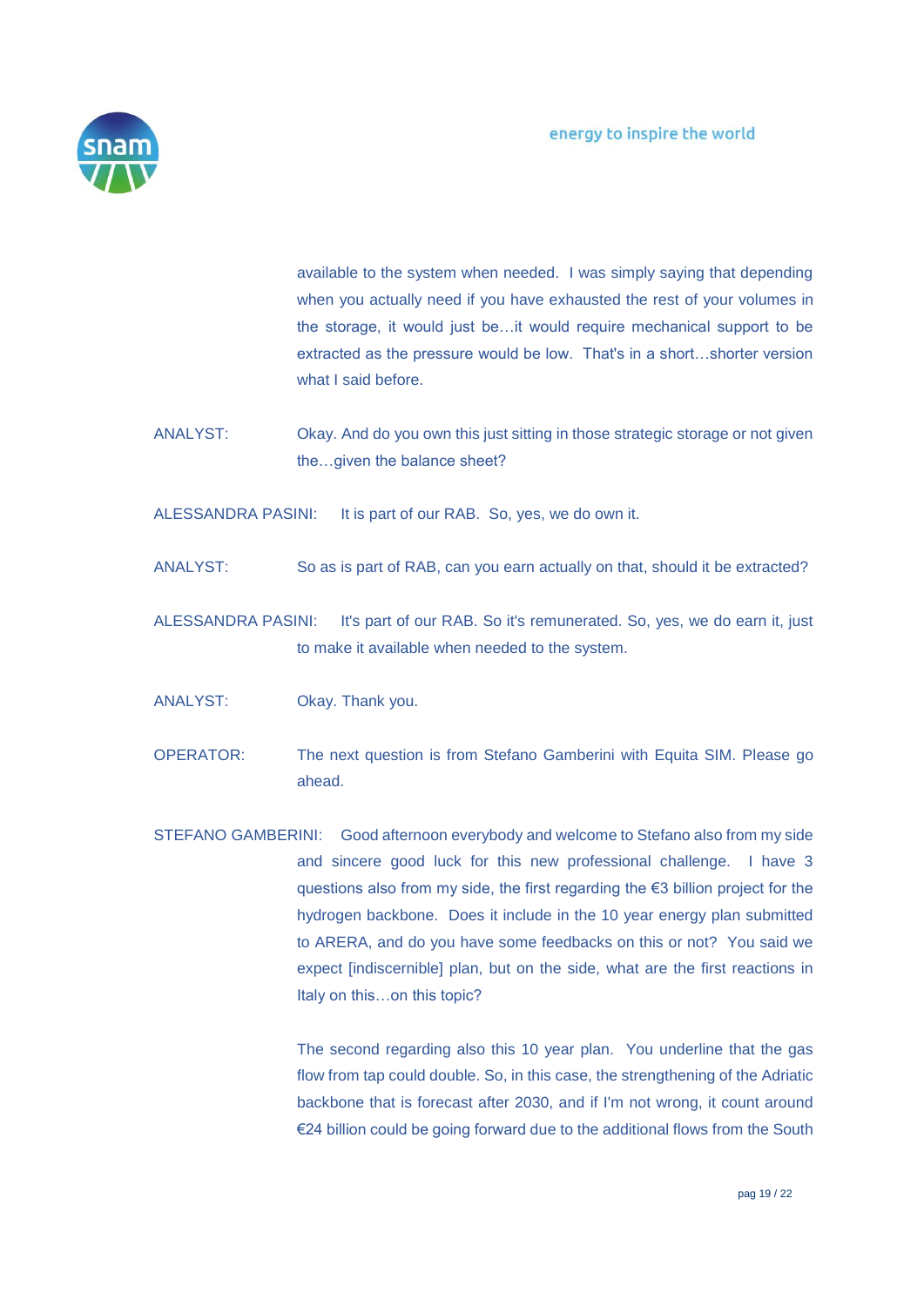available to the system when needed. I was simply saying that depending when you actually need if you have exhausted the rest of your volumes in the storage, it would just be…it would require mechanical support to be extracted as the pressure would be low. That's in a short…shorter version what I said before.

ANALYST: Okay. And do you own this just sitting in those strategic storage or not given the…given the balance sheet?

ALESSANDRA PASINI: It is part of our RAB. So, yes, we do own it.

ANALYST: So as is part of RAB, can you earn actually on that, should it be extracted?

ALESSANDRA PASINI: It's part of our RAB. So it's remunerated. So, yes, we do earn it, just to make it available when needed to the system.

ANALYST: Okay. Thank you.

OPERATOR: The next question is from Stefano Gamberini with Equita SIM. Please go ahead.

STEFANO GAMBERINI: Good afternoon everybody and welcome to Stefano also from my side and sincere good luck for this new professional challenge. I have 3 questions also from my side, the first regarding the €3 billion project for the hydrogen backbone. Does it include in the 10 year energy plan submitted to ARERA, and do you have some feedbacks on this or not? You said we expect [indiscernible] plan, but on the side, what are the first reactions in Italy on this…on this topic?

The second regarding also this 10 year plan. You underline that the gas flow from tap could double. So, in this case, the strengthening of the Adriatic backbone that is forecast after 2030, and if I'm not wrong, it count around €24 billion could be going forward due to the additional flows from the South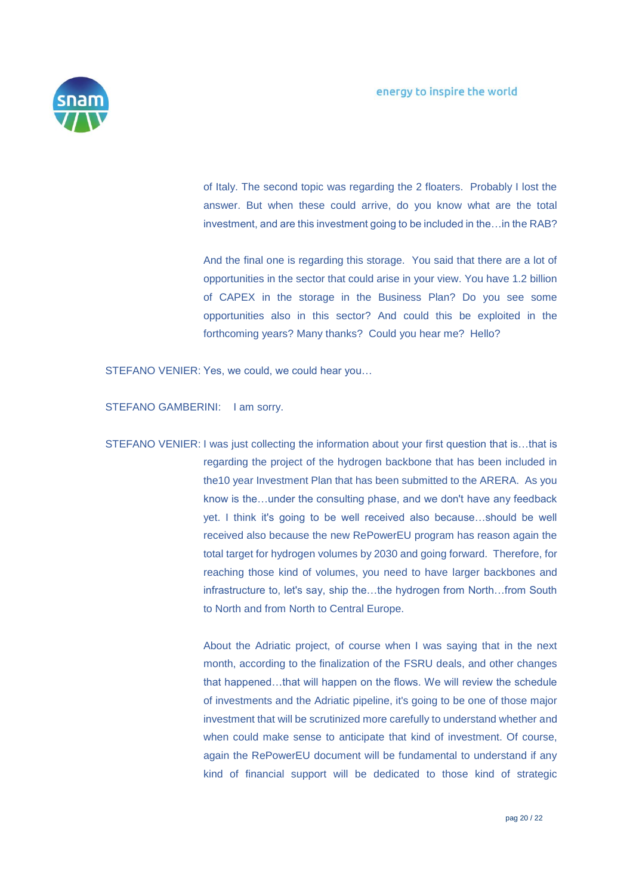of Italy. The second topic was regarding the 2 floaters. Probably I lost the answer. But when these could arrive, do you know what are the total investment, and are this investment going to be included in the…in the RAB?

And the final one is regarding this storage. You said that there are a lot of opportunities in the sector that could arise in your view. You have 1.2 billion of CAPEX in the storage in the Business Plan? Do you see some opportunities also in this sector? And could this be exploited in the forthcoming years? Many thanks? Could you hear me? Hello?

STEFANO VENIER: Yes, we could, we could hear you…

STEFANO GAMBERINI: I am sorry.

STEFANO VENIER: I was just collecting the information about your first question that is…that is regarding the project of the hydrogen backbone that has been included in the10 year Investment Plan that has been submitted to the ARERA. As you know is the…under the consulting phase, and we don't have any feedback yet. I think it's going to be well received also because…should be well received also because the new RePowerEU program has reason again the total target for hydrogen volumes by 2030 and going forward. Therefore, for reaching those kind of volumes, you need to have larger backbones and infrastructure to, let's say, ship the…the hydrogen from North…from South to North and from North to Central Europe.

About the Adriatic project, of course when I was saying that in the next month, according to the finalization of the FSRU deals, and other changes that happened…that will happen on the flows. We will review the schedule of investments and the Adriatic pipeline, it's going to be one of those major investment that will be scrutinized more carefully to understand whether and when could make sense to anticipate that kind of investment. Of course, again the RePowerEU document will be fundamental to understand if any kind of financial support will be dedicated to those kind of strategic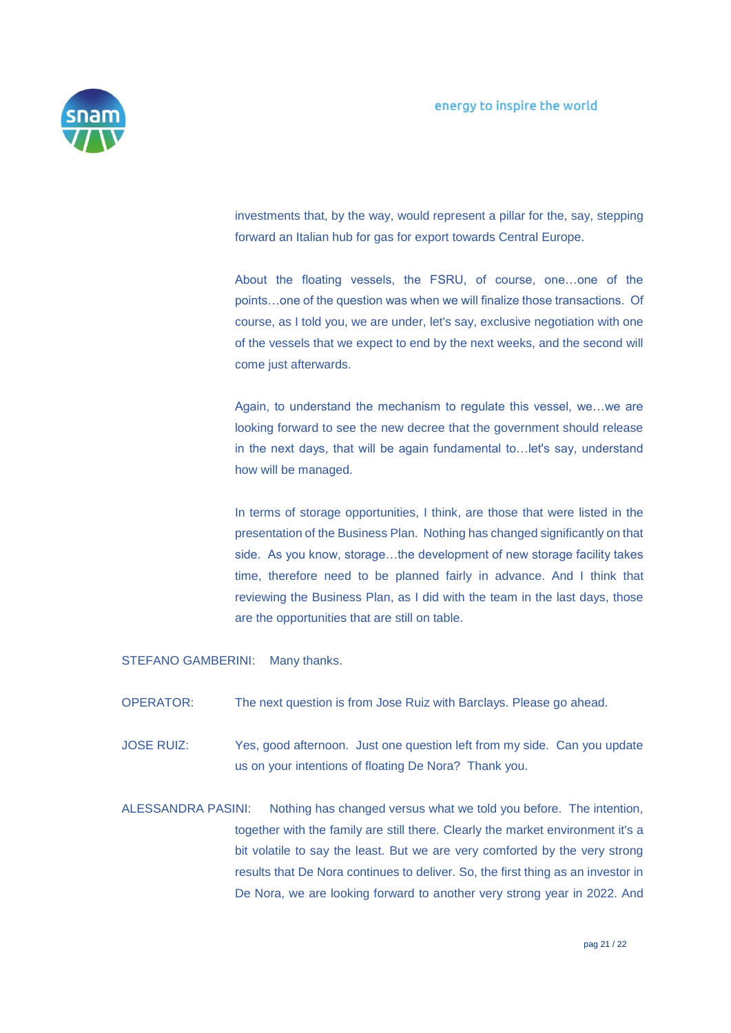investments that, by the way, would represent a pillar for the, say, stepping forward an Italian hub for gas for export towards Central Europe.

About the floating vessels, the FSRU, of course, one…one of the points…one of the question was when we will finalize those transactions. Of course, as I told you, we are under, let's say, exclusive negotiation with one of the vessels that we expect to end by the next weeks, and the second will come just afterwards.

Again, to understand the mechanism to regulate this vessel, we…we are looking forward to see the new decree that the government should release in the next days, that will be again fundamental to…let's say, understand how will be managed.

In terms of storage opportunities, I think, are those that were listed in the presentation of the Business Plan. Nothing has changed significantly on that side. As you know, storage…the development of new storage facility takes time, therefore need to be planned fairly in advance. And I think that reviewing the Business Plan, as I did with the team in the last days, those are the opportunities that are still on table.

STEFANO GAMBERINI: Many thanks.

OPERATOR: The next question is from Jose Ruiz with Barclays. Please go ahead.

JOSE RUIZ: Yes, good afternoon. Just one question left from my side. Can you update us on your intentions of floating De Nora? Thank you.

ALESSANDRA PASINI: Nothing has changed versus what we told you before. The intention, together with the family are still there. Clearly the market environment it's a bit volatile to say the least. But we are very comforted by the very strong results that De Nora continues to deliver. So, the first thing as an investor in De Nora, we are looking forward to another very strong year in 2022. And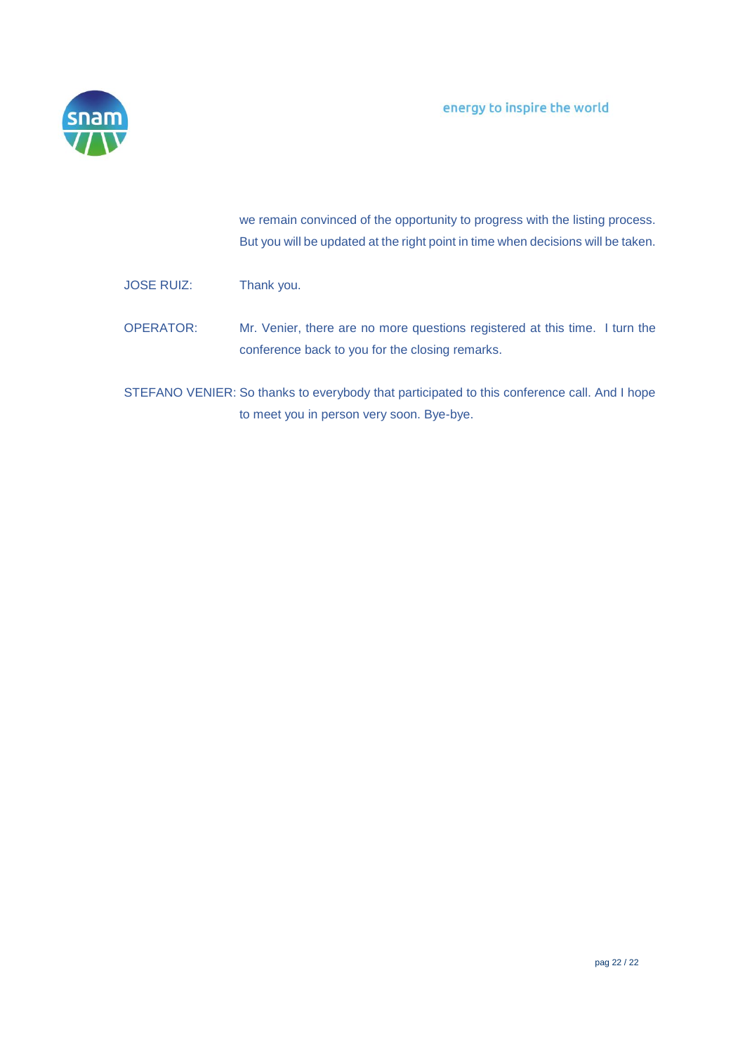we remain convinced of the opportunity to progress with the listing process. But you will be updated at the right point in time when decisions will be taken.

JOSE RUIZ: Thank you.

OPERATOR: Mr. Venier, there are no more questions registered at this time. I turn the conference back to you for the closing remarks.

STEFANO VENIER: So thanks to everybody that participated to this conference call. And I hope to meet you in person very soon. Bye-bye.